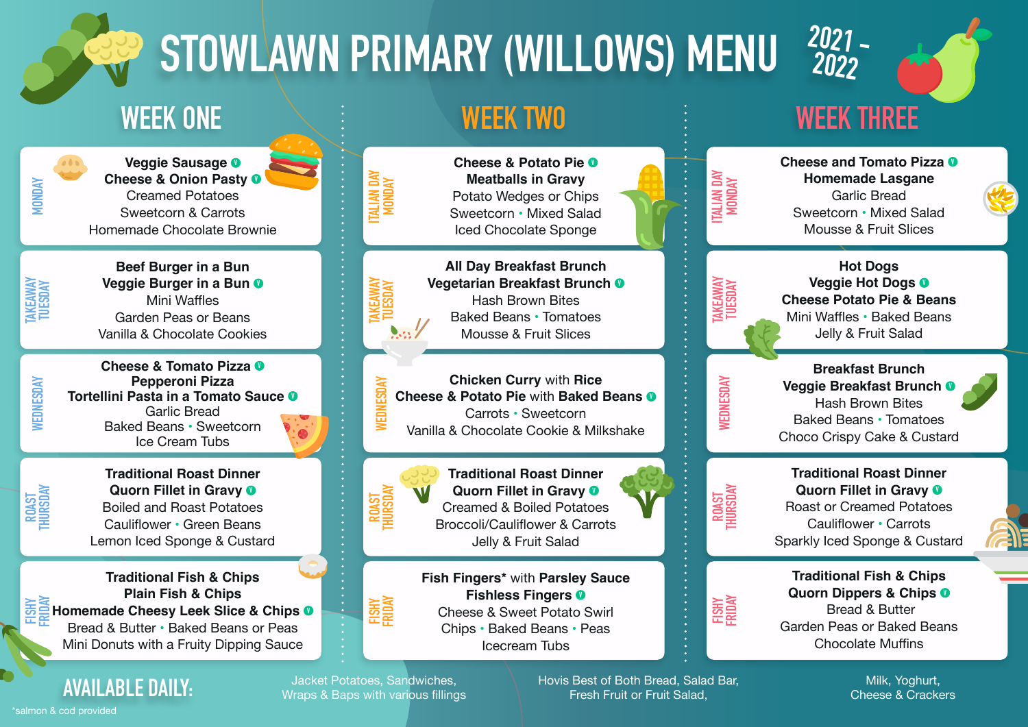# STOWLAWN PRIMARY (WILLOWS) MENU 2021 - 2022

| | WEEK ONE | WEEK TWO | WEEK THREE |
|---|---|---|---|
| **Monday** (Week One: MONDAY; Weeks Two & Three: ITALIAN DAY MONDAY) | **Veggie Sausage** (V)<br>**Cheese & Onion Pasty** (V)<br>Creamed Potatoes<br>Sweetcorn & Carrots<br>Homemade Chocolate Brownie | **Cheese & Potato Pie** (V)<br>**Meatballs in Gravy**<br>Potato Wedges or Chips<br>Sweetcorn • Mixed Salad<br>Iced Chocolate Sponge | **Cheese and Tomato Pizza** (V)<br>**Homemade Lasgane**<br>Garlic Bread<br>Sweetcorn • Mixed Salad<br>Mousse & Fruit Slices |
| **TAKEAWAY TUESDAY** | **Beef Burger in a Bun**<br>**Veggie Burger in a Bun** (V)<br>Mini Waffles<br>Garden Peas or Beans<br>Vanilla & Chocolate Cookies | **All Day Breakfast Brunch**<br>**Vegetarian Breakfast Brunch** (V)<br>Hash Brown Bites<br>Baked Beans • Tomatoes<br>Mousse & Fruit Slices | **Hot Dogs**<br>**Veggie Hot Dogs** (V)<br>**Cheese Potato Pie & Beans**<br>Mini Waffles • Baked Beans<br>Jelly & Fruit Salad |
| **WEDNESDAY** | **Cheese & Tomato Pizza** (V)<br>**Pepperoni Pizza**<br>**Tortellini Pasta in a Tomato Sauce** (V)<br>Garlic Bread<br>Baked Beans • Sweetcorn<br>Ice Cream Tubs | **Chicken Curry** with **Rice**<br>**Cheese & Potato Pie** with **Baked Beans** (V)<br>Carrots • Sweetcorn<br>Vanilla & Chocolate Cookie & Milkshake | **Breakfast Brunch**<br>**Veggie Breakfast Brunch** (V)<br>Hash Brown Bites<br>Baked Beans • Tomatoes<br>Choco Crispy Cake & Custard |
| **ROAST THURSDAY** | **Traditional Roast Dinner**<br>**Quorn Fillet in Gravy** (V)<br>Boiled and Roast Potatoes<br>Cauliflower • Green Beans<br>Lemon Iced Sponge & Custard | **Traditional Roast Dinner**<br>**Quorn Fillet in Gravy** (V)<br>Creamed & Boiled Potatoes<br>Broccoli/Cauliflower & Carrots<br>Jelly & Fruit Salad | **Traditional Roast Dinner**<br>**Quorn Fillet in Gravy** (V)<br>Roast or Creamed Potatoes<br>Cauliflower • Carrots<br>Sparkly Iced Sponge & Custard |
| **FISHY FRIDAY** | **Traditional Fish & Chips**<br>**Plain Fish & Chips**<br>**Homemade Cheesy Leek Slice & Chips** (V)<br>Bread & Butter • Baked Beans or Peas<br>Mini Donuts with a Fruity Dipping Sauce | **Fish Fingers*** with **Parsley Sauce**<br>**Fishless Fingers** (V)<br>Cheese & Sweet Potato Swirl<br>Chips • Baked Beans • Peas<br>Icecream Tubs | **Traditional Fish & Chips**<br>**Quorn Dippers & Chips** (V)<br>Bread & Butter<br>Garden Peas or Baked Beans<br>Chocolate Muffins |

## AVAILABLE DAILY:

Jacket Potatoes, Sandwiches, Wraps & Baps with various fillings

Hovis Best of Both Bread, Salad Bar, Fresh Fruit or Fruit Salad,

Milk, Yoghurt, Cheese & Crackers

*salmon & cod provided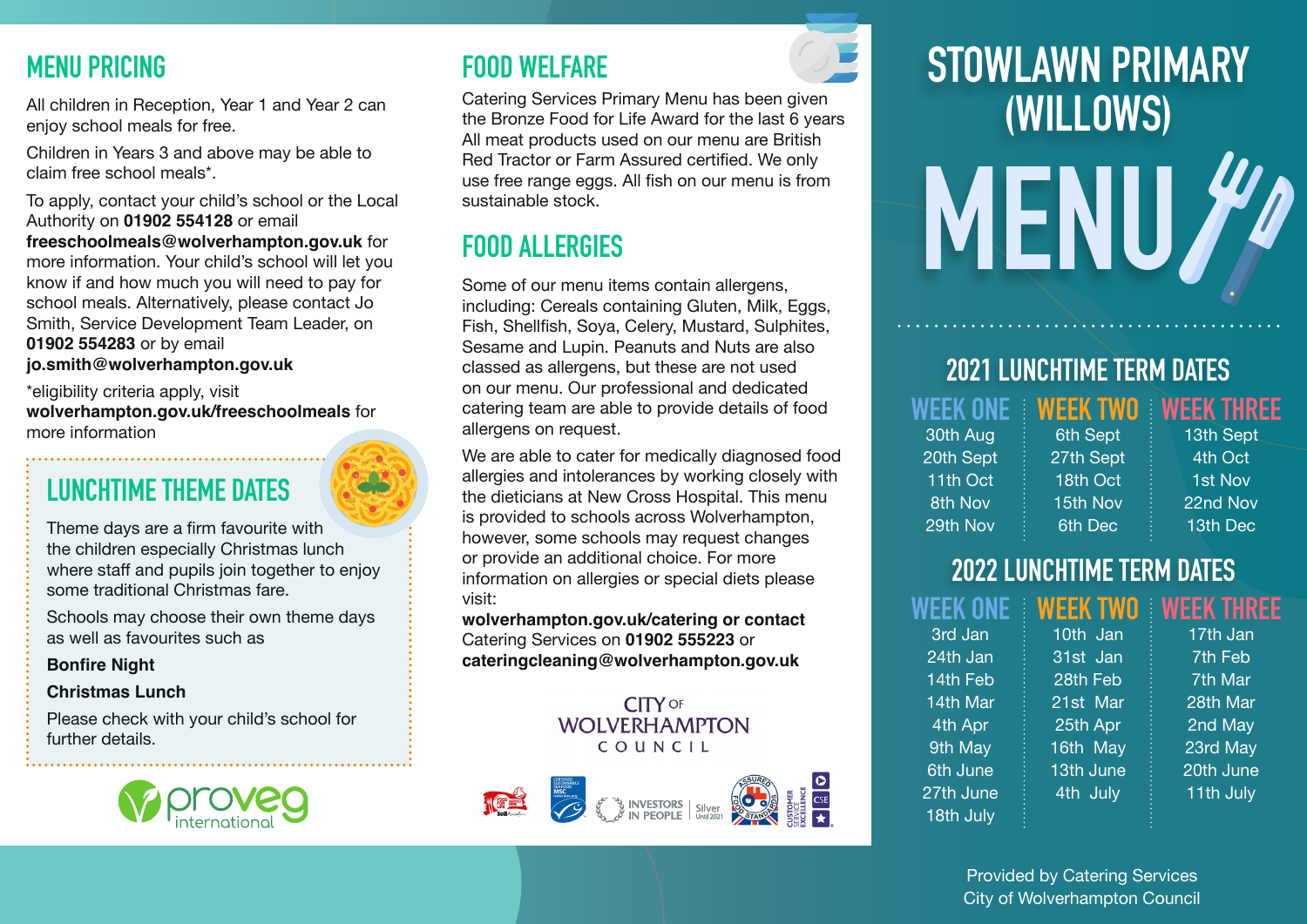## MENU PRICING

All children in Reception, Year 1 and Year 2 can enjoy school meals for free.

Children in Years 3 and above may be able to claim free school meals*.

To apply, contact your child's school or the Local Authority on **01902 554128** or email **freeschoolmeals@wolverhampton.gov.uk** for more information. Your child's school will let you know if and how much you will need to pay for school meals. Alternatively, please contact Jo Smith, Service Development Team Leader, on **01902 554283** or by email **jo.smith@wolverhampton.gov.uk**

*eligibility criteria apply, visit **wolverhampton.gov.uk/freeschoolmeals** for more information

## LUNCHTIME THEME DATES

Theme days are a firm favourite with the children especially Christmas lunch where staff and pupils join together to enjoy some traditional Christmas fare.

Schools may choose their own theme days as well as favourites such as

**Bonfire Night**

**Christmas Lunch**

Please check with your child's school for further details.

proveg international

## FOOD WELFARE

Catering Services Primary Menu has been given the Bronze Food for Life Award for the last 6 years All meat products used on our menu are British Red Tractor or Farm Assured certified. We only use free range eggs. All fish on our menu is from sustainable stock.

## FOOD ALLERGIES

Some of our menu items contain allergens, including: Cereals containing Gluten, Milk, Eggs, Fish, Shellfish, Soya, Celery, Mustard, Sulphites, Sesame and Lupin. Peanuts and Nuts are also classed as allergens, but these are not used on our menu. Our professional and dedicated catering team are able to provide details of food allergens on request.

We are able to cater for medically diagnosed food allergies and intolerances by working closely with the dieticians at New Cross Hospital. This menu is provided to schools across Wolverhampton, however, some schools may request changes or provide an additional choice. For more information on allergies or special diets please visit:

**wolverhampton.gov.uk/catering or contact** Catering Services on **01902 555223** or **cateringcleaning@wolverhampton.gov.uk**

CITY OF WOLVERHAMPTON COUNCIL

INVESTORS IN PEOPLE | Silver Until 2021

# STOWLAWN PRIMARY (WILLOWS)

# MENU

## 2021 LUNCHTIME TERM DATES

| WEEK ONE | WEEK TWO | WEEK THREE |
|---|---|---|
| 30th Aug | 6th Sept | 13th Sept |
| 20th Sept | 27th Sept | 4th Oct |
| 11th Oct | 18th Oct | 1st Nov |
| 8th Nov | 15th Nov | 22nd Nov |
| 29th Nov | 6th Dec | 13th Dec |

## 2022 LUNCHTIME TERM DATES

| WEEK ONE | WEEK TWO | WEEK THREE |
|---|---|---|
| 3rd Jan | 10th Jan | 17th Jan |
| 24th Jan | 31st Jan | 7th Feb |
| 14th Feb | 28th Feb | 7th Mar |
| 14th Mar | 21st Mar | 28th Mar |
| 4th Apr | 25th Apr | 2nd May |
| 9th May | 16th May | 23rd May |
| 6th June | 13th June | 20th June |
| 27th June | 4th July | 11th July |
| 18th July | | |

Provided by Catering Services
City of Wolverhampton Council